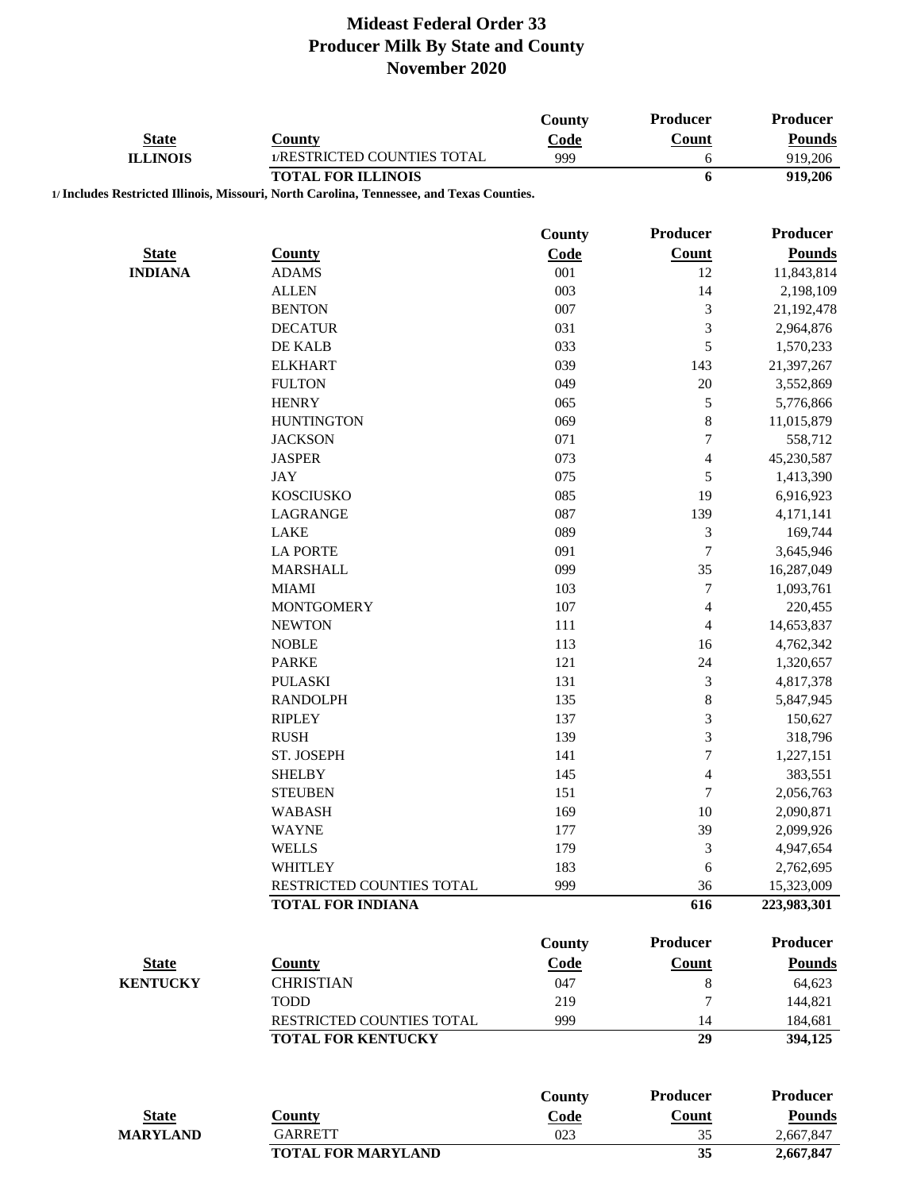# Mideast Federal Order 33
## Producer Milk By State and County
## November 2020

| State | County | County Code | Producer Count | Producer Pounds |
|---|---|---|---|---|
| ILLINOIS | 1/RESTRICTED COUNTIES TOTAL | 999 | 6 | 919,206 |
| | **TOTAL FOR ILLINOIS** | | **6** | **919,206** |

**1/ Includes Restricted Illinois, Missouri, North Carolina, Tennessee, and Texas Counties.**

| State | County | County Code | Producer Count | Producer Pounds |
|---|---|---|---|---|
| INDIANA | ADAMS | 001 | 12 | 11,843,814 |
| | ALLEN | 003 | 14 | 2,198,109 |
| | BENTON | 007 | 3 | 21,192,478 |
| | DECATUR | 031 | 3 | 2,964,876 |
| | DE KALB | 033 | 5 | 1,570,233 |
| | ELKHART | 039 | 143 | 21,397,267 |
| | FULTON | 049 | 20 | 3,552,869 |
| | HENRY | 065 | 5 | 5,776,866 |
| | HUNTINGTON | 069 | 8 | 11,015,879 |
| | JACKSON | 071 | 7 | 558,712 |
| | JASPER | 073 | 4 | 45,230,587 |
| | JAY | 075 | 5 | 1,413,390 |
| | KOSCIUSKO | 085 | 19 | 6,916,923 |
| | LAGRANGE | 087 | 139 | 4,171,141 |
| | LAKE | 089 | 3 | 169,744 |
| | LA PORTE | 091 | 7 | 3,645,946 |
| | MARSHALL | 099 | 35 | 16,287,049 |
| | MIAMI | 103 | 7 | 1,093,761 |
| | MONTGOMERY | 107 | 4 | 220,455 |
| | NEWTON | 111 | 4 | 14,653,837 |
| | NOBLE | 113 | 16 | 4,762,342 |
| | PARKE | 121 | 24 | 1,320,657 |
| | PULASKI | 131 | 3 | 4,817,378 |
| | RANDOLPH | 135 | 8 | 5,847,945 |
| | RIPLEY | 137 | 3 | 150,627 |
| | RUSH | 139 | 3 | 318,796 |
| | ST. JOSEPH | 141 | 7 | 1,227,151 |
| | SHELBY | 145 | 4 | 383,551 |
| | STEUBEN | 151 | 7 | 2,056,763 |
| | WABASH | 169 | 10 | 2,090,871 |
| | WAYNE | 177 | 39 | 2,099,926 |
| | WELLS | 179 | 3 | 4,947,654 |
| | WHITLEY | 183 | 6 | 2,762,695 |
| | RESTRICTED COUNTIES TOTAL | 999 | 36 | 15,323,009 |
| | **TOTAL FOR INDIANA** | | **616** | **223,983,301** |

| State | County | County Code | Producer Count | Producer Pounds |
|---|---|---|---|---|
| KENTUCKY | CHRISTIAN | 047 | 8 | 64,623 |
| | TODD | 219 | 7 | 144,821 |
| | RESTRICTED COUNTIES TOTAL | 999 | 14 | 184,681 |
| | **TOTAL FOR KENTUCKY** | | **29** | **394,125** |

| State | County | County Code | Producer Count | Producer Pounds |
|---|---|---|---|---|
| MARYLAND | GARRETT | 023 | 35 | 2,667,847 |
| | **TOTAL FOR MARYLAND** | | **35** | **2,667,847** |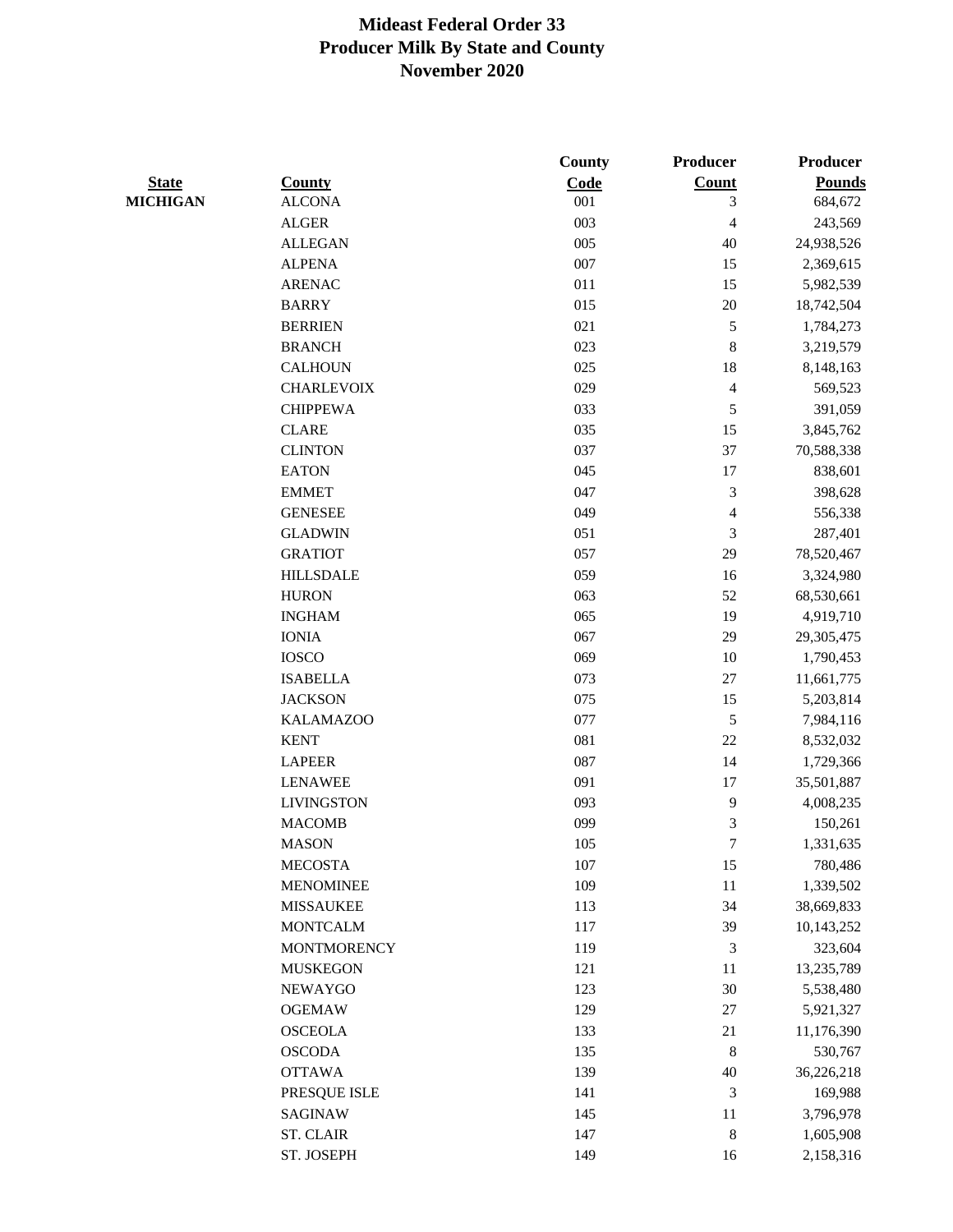# Mideast Federal Order 33
# Producer Milk By State and County
# November 2020

| State | County | County Code | Producer Count | Producer Pounds |
|---|---|---|---|---|
| MICHIGAN | ALCONA | 001 | 3 | 684,672 |
| | ALGER | 003 | 4 | 243,569 |
| | ALLEGAN | 005 | 40 | 24,938,526 |
| | ALPENA | 007 | 15 | 2,369,615 |
| | ARENAC | 011 | 15 | 5,982,539 |
| | BARRY | 015 | 20 | 18,742,504 |
| | BERRIEN | 021 | 5 | 1,784,273 |
| | BRANCH | 023 | 8 | 3,219,579 |
| | CALHOUN | 025 | 18 | 8,148,163 |
| | CHARLEVOIX | 029 | 4 | 569,523 |
| | CHIPPEWA | 033 | 5 | 391,059 |
| | CLARE | 035 | 15 | 3,845,762 |
| | CLINTON | 037 | 37 | 70,588,338 |
| | EATON | 045 | 17 | 838,601 |
| | EMMET | 047 | 3 | 398,628 |
| | GENESEE | 049 | 4 | 556,338 |
| | GLADWIN | 051 | 3 | 287,401 |
| | GRATIOT | 057 | 29 | 78,520,467 |
| | HILLSDALE | 059 | 16 | 3,324,980 |
| | HURON | 063 | 52 | 68,530,661 |
| | INGHAM | 065 | 19 | 4,919,710 |
| | IONIA | 067 | 29 | 29,305,475 |
| | IOSCO | 069 | 10 | 1,790,453 |
| | ISABELLA | 073 | 27 | 11,661,775 |
| | JACKSON | 075 | 15 | 5,203,814 |
| | KALAMAZOO | 077 | 5 | 7,984,116 |
| | KENT | 081 | 22 | 8,532,032 |
| | LAPEER | 087 | 14 | 1,729,366 |
| | LENAWEE | 091 | 17 | 35,501,887 |
| | LIVINGSTON | 093 | 9 | 4,008,235 |
| | MACOMB | 099 | 3 | 150,261 |
| | MASON | 105 | 7 | 1,331,635 |
| | MECOSTA | 107 | 15 | 780,486 |
| | MENOMINEE | 109 | 11 | 1,339,502 |
| | MISSAUKEE | 113 | 34 | 38,669,833 |
| | MONTCALM | 117 | 39 | 10,143,252 |
| | MONTMORENCY | 119 | 3 | 323,604 |
| | MUSKEGON | 121 | 11 | 13,235,789 |
| | NEWAYGO | 123 | 30 | 5,538,480 |
| | OGEMAW | 129 | 27 | 5,921,327 |
| | OSCEOLA | 133 | 21 | 11,176,390 |
| | OSCODA | 135 | 8 | 530,767 |
| | OTTAWA | 139 | 40 | 36,226,218 |
| | PRESQUE ISLE | 141 | 3 | 169,988 |
| | SAGINAW | 145 | 11 | 3,796,978 |
| | ST. CLAIR | 147 | 8 | 1,605,908 |
| | ST. JOSEPH | 149 | 16 | 2,158,316 |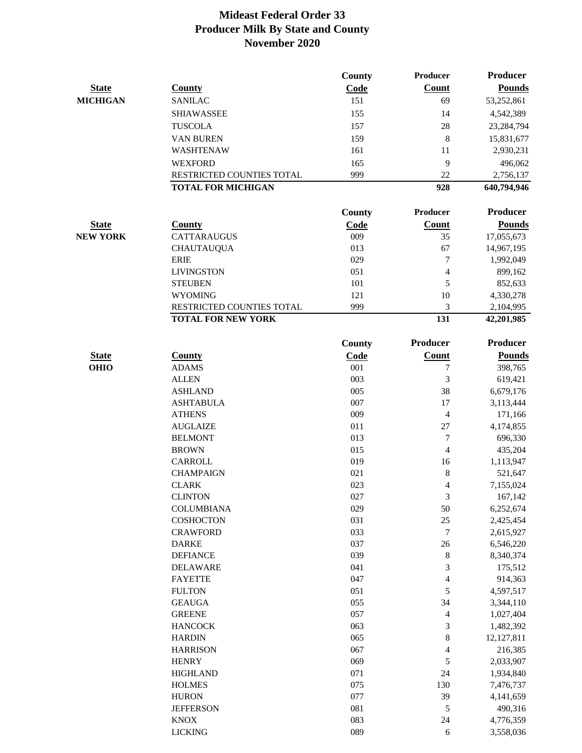# Mideast Federal Order 33
## Producer Milk By State and County
## November 2020

| State | County | County Code | Producer Count | Producer Pounds |
|---|---|---|---|---|
| MICHIGAN | SANILAC | 151 | 69 | 53,252,861 |
| | SHIAWASSEE | 155 | 14 | 4,542,389 |
| | TUSCOLA | 157 | 28 | 23,284,794 |
| | VAN BUREN | 159 | 8 | 15,831,677 |
| | WASHTENAW | 161 | 11 | 2,930,231 |
| | WEXFORD | 165 | 9 | 496,062 |
| | RESTRICTED COUNTIES TOTAL | 999 | 22 | 2,756,137 |
| | **TOTAL FOR MICHIGAN** | | **928** | **640,794,946** |

| State | County | County Code | Producer Count | Producer Pounds |
|---|---|---|---|---|
| NEW YORK | CATTARAUGUS | 009 | 35 | 17,055,673 |
| | CHAUTAUQUA | 013 | 67 | 14,967,195 |
| | ERIE | 029 | 7 | 1,992,049 |
| | LIVINGSTON | 051 | 4 | 899,162 |
| | STEUBEN | 101 | 5 | 852,633 |
| | WYOMING | 121 | 10 | 4,330,278 |
| | RESTRICTED COUNTIES TOTAL | 999 | 3 | 2,104,995 |
| | **TOTAL FOR NEW YORK** | | **131** | **42,201,985** |

| State | County | County Code | Producer Count | Producer Pounds |
|---|---|---|---|---|
| OHIO | ADAMS | 001 | 7 | 398,765 |
| | ALLEN | 003 | 3 | 619,421 |
| | ASHLAND | 005 | 38 | 6,679,176 |
| | ASHTABULA | 007 | 17 | 3,113,444 |
| | ATHENS | 009 | 4 | 171,166 |
| | AUGLAIZE | 011 | 27 | 4,174,855 |
| | BELMONT | 013 | 7 | 696,330 |
| | BROWN | 015 | 4 | 435,204 |
| | CARROLL | 019 | 16 | 1,113,947 |
| | CHAMPAIGN | 021 | 8 | 521,647 |
| | CLARK | 023 | 4 | 7,155,024 |
| | CLINTON | 027 | 3 | 167,142 |
| | COLUMBIANA | 029 | 50 | 6,252,674 |
| | COSHOCTON | 031 | 25 | 2,425,454 |
| | CRAWFORD | 033 | 7 | 2,615,927 |
| | DARKE | 037 | 26 | 6,546,220 |
| | DEFIANCE | 039 | 8 | 8,340,374 |
| | DELAWARE | 041 | 3 | 175,512 |
| | FAYETTE | 047 | 4 | 914,363 |
| | FULTON | 051 | 5 | 4,597,517 |
| | GEAUGA | 055 | 34 | 3,344,110 |
| | GREENE | 057 | 4 | 1,027,404 |
| | HANCOCK | 063 | 3 | 1,482,392 |
| | HARDIN | 065 | 8 | 12,127,811 |
| | HARRISON | 067 | 4 | 216,385 |
| | HENRY | 069 | 5 | 2,033,907 |
| | HIGHLAND | 071 | 24 | 1,934,840 |
| | HOLMES | 075 | 130 | 7,476,737 |
| | HURON | 077 | 39 | 4,141,659 |
| | JEFFERSON | 081 | 5 | 490,316 |
| | KNOX | 083 | 24 | 4,776,359 |
| | LICKING | 089 | 6 | 3,558,036 |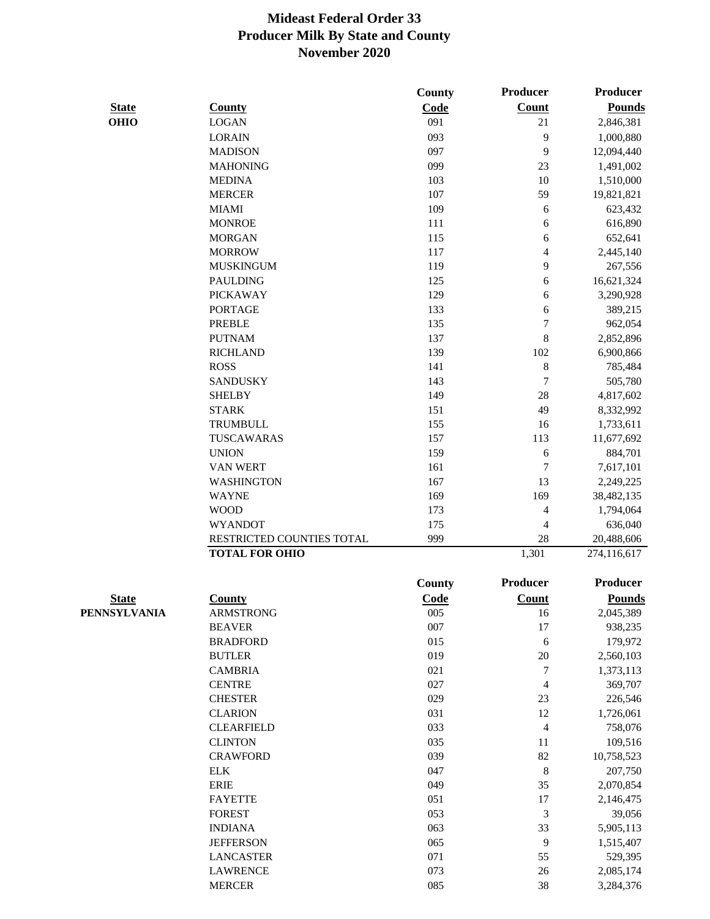# Mideast Federal Order 33
## Producer Milk By State and County
## November 2020

| State | County | County Code | Producer Count | Producer Pounds |
|---|---|---|---|---|
| **OHIO** | LOGAN | 091 | 21 | 2,846,381 |
| | LORAIN | 093 | 9 | 1,000,880 |
| | MADISON | 097 | 9 | 12,094,440 |
| | MAHONING | 099 | 23 | 1,491,002 |
| | MEDINA | 103 | 10 | 1,510,000 |
| | MERCER | 107 | 59 | 19,821,821 |
| | MIAMI | 109 | 6 | 623,432 |
| | MONROE | 111 | 6 | 616,890 |
| | MORGAN | 115 | 6 | 652,641 |
| | MORROW | 117 | 4 | 2,445,140 |
| | MUSKINGUM | 119 | 9 | 267,556 |
| | PAULDING | 125 | 6 | 16,621,324 |
| | PICKAWAY | 129 | 6 | 3,290,928 |
| | PORTAGE | 133 | 6 | 389,215 |
| | PREBLE | 135 | 7 | 962,054 |
| | PUTNAM | 137 | 8 | 2,852,896 |
| | RICHLAND | 139 | 102 | 6,900,866 |
| | ROSS | 141 | 8 | 785,484 |
| | SANDUSKY | 143 | 7 | 505,780 |
| | SHELBY | 149 | 28 | 4,817,602 |
| | STARK | 151 | 49 | 8,332,992 |
| | TRUMBULL | 155 | 16 | 1,733,611 |
| | TUSCAWARAS | 157 | 113 | 11,677,692 |
| | UNION | 159 | 6 | 884,701 |
| | VAN WERT | 161 | 7 | 7,617,101 |
| | WASHINGTON | 167 | 13 | 2,249,225 |
| | WAYNE | 169 | 169 | 38,482,135 |
| | WOOD | 173 | 4 | 1,794,064 |
| | WYANDOT | 175 | 4 | 636,040 |
| | RESTRICTED COUNTIES TOTAL | 999 | 28 | 20,488,606 |
| | **TOTAL FOR OHIO** | | 1,301 | 274,116,617 |

| State | County | County Code | Producer Count | Producer Pounds |
|---|---|---|---|---|
| **PENNSYLVANIA** | ARMSTRONG | 005 | 16 | 2,045,389 |
| | BEAVER | 007 | 17 | 938,235 |
| | BRADFORD | 015 | 6 | 179,972 |
| | BUTLER | 019 | 20 | 2,560,103 |
| | CAMBRIA | 021 | 7 | 1,373,113 |
| | CENTRE | 027 | 4 | 369,707 |
| | CHESTER | 029 | 23 | 226,546 |
| | CLARION | 031 | 12 | 1,726,061 |
| | CLEARFIELD | 033 | 4 | 758,076 |
| | CLINTON | 035 | 11 | 109,516 |
| | CRAWFORD | 039 | 82 | 10,758,523 |
| | ELK | 047 | 8 | 207,750 |
| | ERIE | 049 | 35 | 2,070,854 |
| | FAYETTE | 051 | 17 | 2,146,475 |
| | FOREST | 053 | 3 | 39,056 |
| | INDIANA | 063 | 33 | 5,905,113 |
| | JEFFERSON | 065 | 9 | 1,515,407 |
| | LANCASTER | 071 | 55 | 529,395 |
| | LAWRENCE | 073 | 26 | 2,085,174 |
| | MERCER | 085 | 38 | 3,284,376 |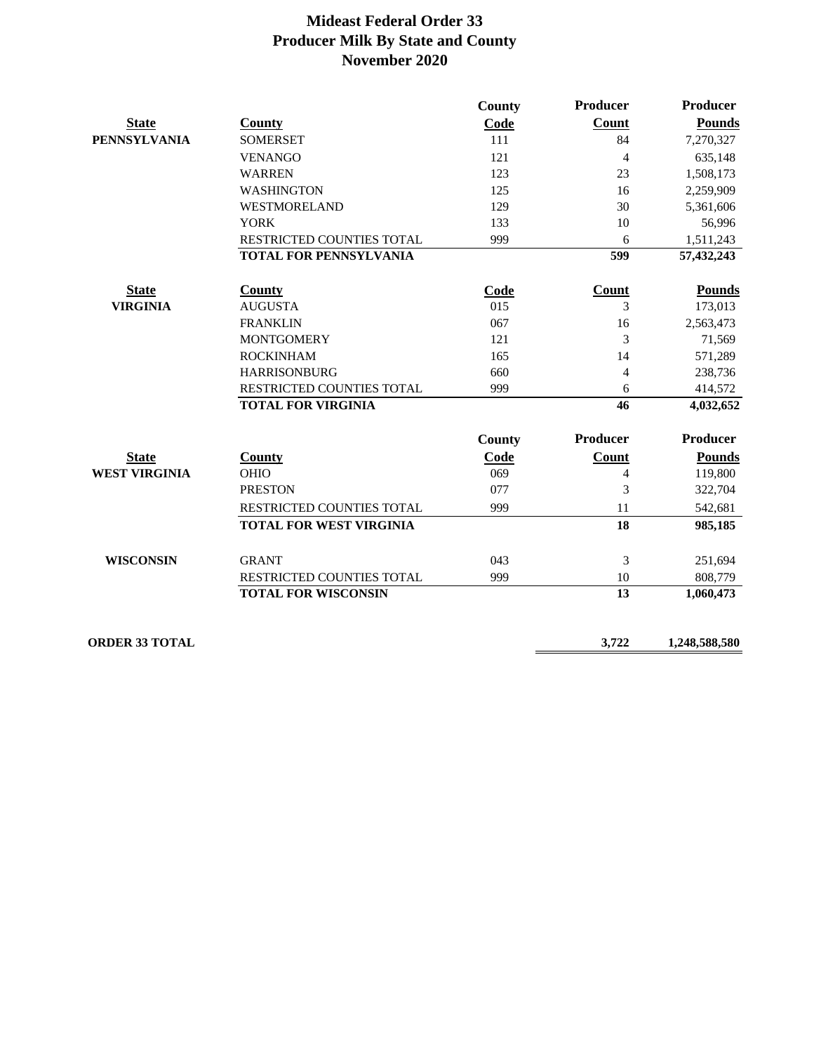# Mideast Federal Order 33
## Producer Milk By State and County
## November 2020

| State | County | County Code | Producer Count | Producer Pounds |
|---|---|---|---|---|
| **PENNSYLVANIA** | SOMERSET | 111 | 84 | 7,270,327 |
| | VENANGO | 121 | 4 | 635,148 |
| | WARREN | 123 | 23 | 1,508,173 |
| | WASHINGTON | 125 | 16 | 2,259,909 |
| | WESTMORELAND | 129 | 30 | 5,361,606 |
| | YORK | 133 | 10 | 56,996 |
| | RESTRICTED COUNTIES TOTAL | 999 | 6 | 1,511,243 |
| | **TOTAL FOR PENNSYLVANIA** | | **599** | **57,432,243** |

| State | County | Code | Count | Pounds |
|---|---|---|---|---|
| **VIRGINIA** | AUGUSTA | 015 | 3 | 173,013 |
| | FRANKLIN | 067 | 16 | 2,563,473 |
| | MONTGOMERY | 121 | 3 | 71,569 |
| | ROCKINHAM | 165 | 14 | 571,289 |
| | HARRISONBURG | 660 | 4 | 238,736 |
| | RESTRICTED COUNTIES TOTAL | 999 | 6 | 414,572 |
| | **TOTAL FOR VIRGINIA** | | **46** | **4,032,652** |

| State | County | County Code | Producer Count | Producer Pounds |
|---|---|---|---|---|
| **WEST VIRGINIA** | OHIO | 069 | 4 | 119,800 |
| | PRESTON | 077 | 3 | 322,704 |
| | RESTRICTED COUNTIES TOTAL | 999 | 11 | 542,681 |
| | **TOTAL FOR WEST VIRGINIA** | | **18** | **985,185** |
| **WISCONSIN** | GRANT | 043 | 3 | 251,694 |
| | RESTRICTED COUNTIES TOTAL | 999 | 10 | 808,779 |
| | **TOTAL FOR WISCONSIN** | | **13** | **1,060,473** |
| **ORDER 33 TOTAL** | | | **3,722** | **1,248,588,580** |